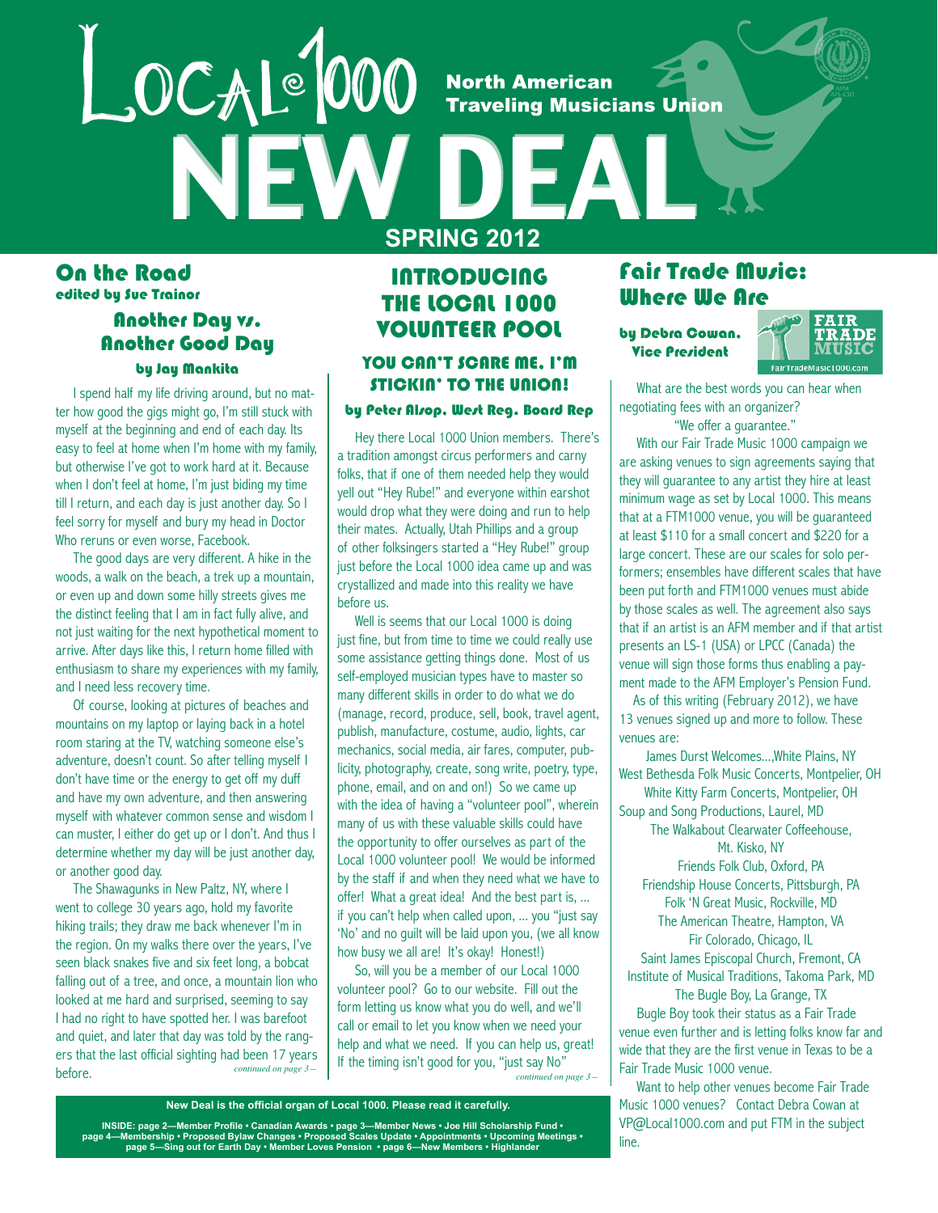# Local 1000 NEW DEAL

North American Traveling Musicians Union

SPRING 2012

## On the Road

*edited by Sue Trainor*

### Another Day vs. Another Good Day

*by Jay Mankita*

I spend half my life driving around, but no matter how good the gigs might go, I'm still stuck with myself at the beginning and end of each day. Its easy to feel at home when I'm home with my family, but otherwise I've got to work hard at it. Because when I don't feel at home, I'm just biding my time till I return, and each day is just another day. So I feel sorry for myself and bury my head in Doctor Who reruns or even worse, Facebook.

The good days are very different. A hike in the woods, a walk on the beach, a trek up a mountain, or even up and down some hilly streets gives me the distinct feeling that I am in fact fully alive, and not just waiting for the next hypothetical moment to arrive. After days like this, I return home filled with enthusiasm to share my experiences with my family, and I need less recovery time.

Of course, looking at pictures of beaches and mountains on my laptop or laying back in a hotel room staring at the TV, watching someone else's adventure, doesn't count. So after telling myself I don't have time or the energy to get off my duff and have my own adventure, and then answering myself with whatever common sense and wisdom I can muster, I either do get up or I don't. And thus I determine whether my day will be just another day, or another good day.

The Shawagunks in New Paltz, NY, where I went to college 30 years ago, hold my favorite hiking trails; they draw me back whenever I'm in the region. On my walks there over the years, I've seen black snakes five and six feet long, a bobcat falling out of a tree, and once, a mountain lion who looked at me hard and surprised, seeming to say I had no right to have spotted her. I was barefoot and quiet, and later that day was told by the rangers that the last official sighting had been 17 years before.

*continued on page 3—*

## INTRODUCING THE LOCAL 1000 VOLUNTEER POOL

### YOU CAN'T SCARE ME, I'M STICKIN' TO THE UNION!

*by Peter Alsop, West Reg. Board Rep*

Hey there Local 1000 Union members. There's a tradition amongst circus performers and carny folks, that if one of them needed help they would yell out "Hey Rube!" and everyone within earshot would drop what they were doing and run to help their mates. Actually, Utah Phillips and a group of other folksingers started a "Hey Rube!" group just before the Local 1000 idea came up and was crystallized and made into this reality we have before us.

Well is seems that our Local 1000 is doing just fine, but from time to time we could really use some assistance getting things done. Most of us self-employed musician types have to master so many different skills in order to do what we do (manage, record, produce, sell, book, travel agent, publish, manufacture, costume, audio, lights, car mechanics, social media, air fares, computer, publicity, photography, create, song write, poetry, type, phone, email, and on and on!) So we came up with the idea of having a "volunteer pool", wherein many of us with these valuable skills could have the opportunity to offer ourselves as part of the Local 1000 volunteer pool! We would be informed by the staff if and when they need what we have to offer! What a great idea! And the best part is, ... if you can't help when called upon, ... you "just say 'No' and no guilt will be laid upon you, (we all know how busy we all are! It's okay! Honest!)

So, will you be a member of our Local 1000 volunteer pool? Go to our website. Fill out the form letting us know what you do well, and we'll call or email to let you know when we need your help and what we need. If you can help us, great! If the timing isn't good for you, "just say No"

*continued on page 3—*

## Fair Trade Music: Where We Are

*by Debra Cowan, Vice President*

FAIR TRADE MUSIC — FairTradeMusic1000.com

What are the best words you can hear when negotiating fees with an organizer?

"We offer a guarantee."

With our Fair Trade Music 1000 campaign we are asking venues to sign agreements saying that they will guarantee to any artist they hire at least minimum wage as set by Local 1000. This means that at a FTM1000 venue, you will be guaranteed at least $110 for a small concert and $220 for a large concert. These are our scales for solo performers; ensembles have different scales that have been put forth and FTM1000 venues must abide by those scales as well. The agreement also says that if an artist is an AFM member and if that artist presents an LS-1 (USA) or LPCC (Canada) the venue will sign those forms thus enabling a payment made to the AFM Employer's Pension Fund.

As of this writing (February 2012), we have 13 venues signed up and more to follow. These venues are:

- James Durst Welcomes...,White Plains, NY
- West Bethesda Folk Music Concerts, Montpelier, OH
- White Kitty Farm Concerts, Montpelier, OH
- Soup and Song Productions, Laurel, MD
- The Walkabout Clearwater Coffeehouse, Mt. Kisko, NY
- Friends Folk Club, Oxford, PA
- Friendship House Concerts, Pittsburgh, PA
- Folk 'N Great Music, Rockville, MD
- The American Theatre, Hampton, VA
- Fir Colorado, Chicago, IL
- Saint James Episcopal Church, Fremont, CA
- Institute of Musical Traditions, Takoma Park, MD
- The Bugle Boy, La Grange, TX

Bugle Boy took their status as a Fair Trade venue even further and is letting folks know far and wide that they are the first venue in Texas to be a Fair Trade Music 1000 venue.

Want to help other venues become Fair Trade Music 1000 venues? Contact Debra Cowan at VP@Local1000.com and put FTM in the subject line.

**New Deal is the official organ of Local 1000. Please read it carefully.**

**INSIDE: page 2—Member Profile • Canadian Awards • page 3—Member News • Joe Hill Scholarship Fund • page 4—Membership • Proposed Bylaw Changes • Proposed Scales Update • Appointments • Upcoming Meetings • page 5—Sing out for Earth Day • Member Loves Pension • page 6—New Members • Highlander**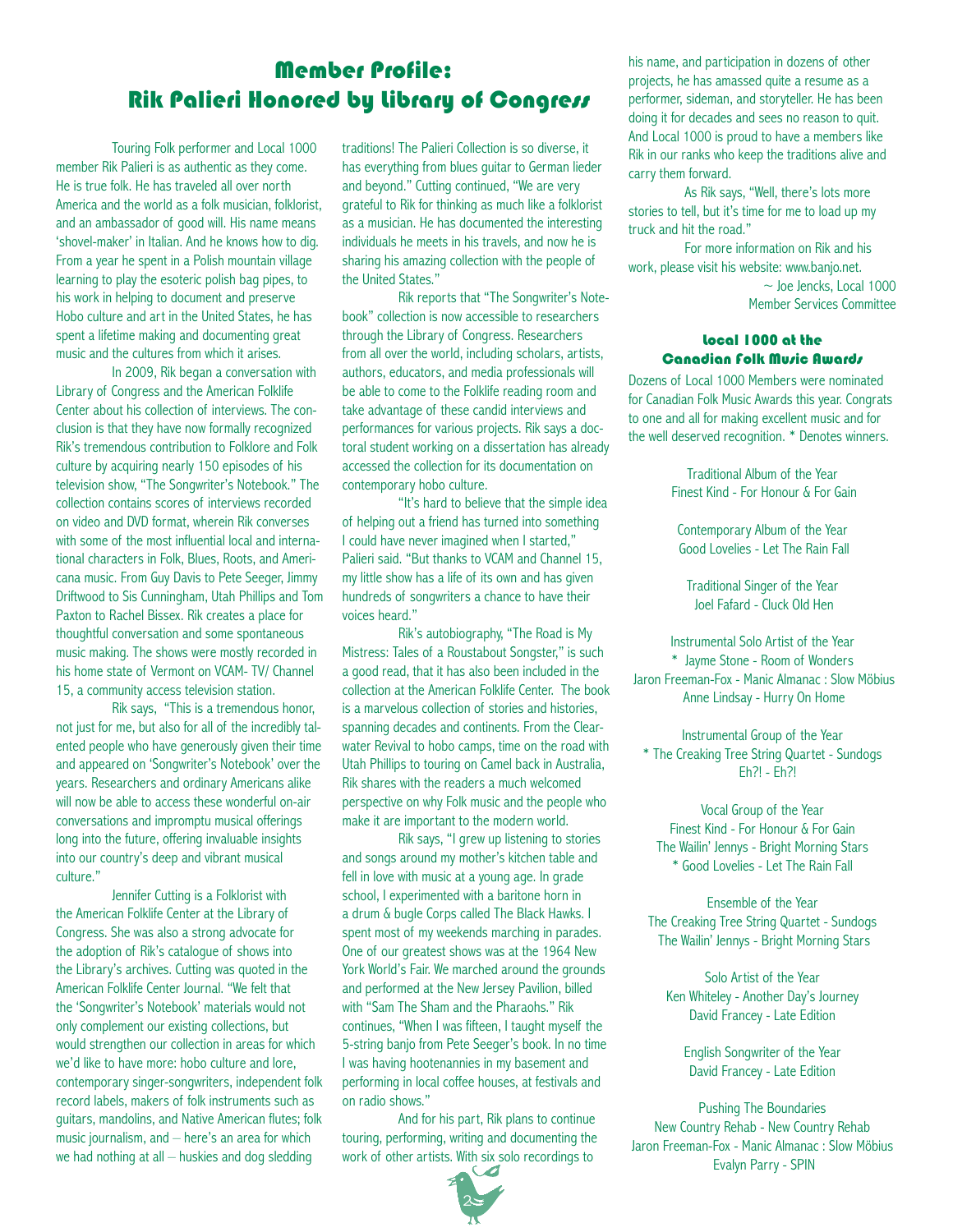# Member Profile: Rik Palieri Honored by Library of Congress

Touring Folk performer and Local 1000 member Rik Palieri is as authentic as they come. He is true folk. He has traveled all over north America and the world as a folk musician, folklorist, and an ambassador of good will. His name means 'shovel-maker' in Italian. And he knows how to dig. From a year he spent in a Polish mountain village learning to play the esoteric polish bag pipes, to his work in helping to document and preserve Hobo culture and art in the United States, he has spent a lifetime making and documenting great music and the cultures from which it arises.

In 2009, Rik began a conversation with Library of Congress and the American Folklife Center about his collection of interviews. The conclusion is that they have now formally recognized Rik's tremendous contribution to Folklore and Folk culture by acquiring nearly 150 episodes of his television show, "The Songwriter's Notebook." The collection contains scores of interviews recorded on video and DVD format, wherein Rik converses with some of the most influential local and international characters in Folk, Blues, Roots, and Americana music. From Guy Davis to Pete Seeger, Jimmy Driftwood to Sis Cunningham, Utah Phillips and Tom Paxton to Rachel Bissex. Rik creates a place for thoughtful conversation and some spontaneous music making. The shows were mostly recorded in his home state of Vermont on VCAM- TV/ Channel 15, a community access television station.

Rik says, "This is a tremendous honor, not just for me, but also for all of the incredibly talented people who have generously given their time and appeared on 'Songwriter's Notebook' over the years. Researchers and ordinary Americans alike will now be able to access these wonderful on-air conversations and impromptu musical offerings long into the future, offering invaluable insights into our country's deep and vibrant musical culture."

Jennifer Cutting is a Folklorist with the American Folklife Center at the Library of Congress. She was also a strong advocate for the adoption of Rik's catalogue of shows into the Library's archives. Cutting was quoted in the American Folklife Center Journal. "We felt that the 'Songwriter's Notebook' materials would not only complement our existing collections, but would strengthen our collection in areas for which we'd like to have more: hobo culture and lore, contemporary singer-songwriters, independent folk record labels, makers of folk instruments such as guitars, mandolins, and Native American flutes; folk music journalism, and – here's an area for which we had nothing at all – huskies and dog sledding traditions! The Palieri Collection is so diverse, it has everything from blues guitar to German lieder and beyond." Cutting continued, "We are very grateful to Rik for thinking as much like a folklorist as a musician. He has documented the interesting individuals he meets in his travels, and now he is sharing his amazing collection with the people of the United States."

Rik reports that "The Songwriter's Notebook" collection is now accessible to researchers through the Library of Congress. Researchers from all over the world, including scholars, artists, authors, educators, and media professionals will be able to come to the Folklife reading room and take advantage of these candid interviews and performances for various projects. Rik says a doctoral student working on a dissertation has already accessed the collection for its documentation on contemporary hobo culture.

"It's hard to believe that the simple idea of helping out a friend has turned into something I could have never imagined when I started," Palieri said. "But thanks to VCAM and Channel 15, my little show has a life of its own and has given hundreds of songwriters a chance to have their voices heard."

Rik's autobiography, "The Road is My Mistress: Tales of a Roustabout Songster," is such a good read, that it has also been included in the collection at the American Folklife Center. The book is a marvelous collection of stories and histories, spanning decades and continents. From the Clearwater Revival to hobo camps, time on the road with Utah Phillips to touring on Camel back in Australia, Rik shares with the readers a much welcomed perspective on why Folk music and the people who make it are important to the modern world.

Rik says, "I grew up listening to stories and songs around my mother's kitchen table and fell in love with music at a young age. In grade school, I experimented with a baritone horn in a drum & bugle Corps called The Black Hawks. I spent most of my weekends marching in parades. One of our greatest shows was at the 1964 New York World's Fair. We marched around the grounds and performed at the New Jersey Pavilion, billed with "Sam The Sham and the Pharaohs." Rik continues, "When I was fifteen, I taught myself the 5-string banjo from Pete Seeger's book. In no time I was having hootenannies in my basement and performing in local coffee houses, at festivals and on radio shows."

And for his part, Rik plans to continue touring, performing, writing and documenting the work of other artists. With six solo recordings to his name, and participation in dozens of other projects, he has amassed quite a resume as a performer, sideman, and storyteller. He has been doing it for decades and sees no reason to quit. And Local 1000 is proud to have a members like Rik in our ranks who keep the traditions alive and carry them forward.

As Rik says, "Well, there's lots more stories to tell, but it's time for me to load up my truck and hit the road."

For more information on Rik and his work, please visit his website: www.banjo.net.

~ Joe Jencks, Local 1000
Member Services Committee

## Local 1000 at the Canadian Folk Music Awards

Dozens of Local 1000 Members were nominated for Canadian Folk Music Awards this year. Congrats to one and all for making excellent music and for the well deserved recognition. * Denotes winners.

Traditional Album of the Year
Finest Kind - For Honour & For Gain

Contemporary Album of the Year
Good Lovelies - Let The Rain Fall

Traditional Singer of the Year
Joel Fafard - Cluck Old Hen

Instrumental Solo Artist of the Year
* Jayme Stone - Room of Wonders
Jaron Freeman-Fox - Manic Almanac : Slow Möbius
Anne Lindsay - Hurry On Home

Instrumental Group of the Year
* The Creaking Tree String Quartet - Sundogs
Eh?! - Eh?!

Vocal Group of the Year
Finest Kind - For Honour & For Gain
The Wailin' Jennys - Bright Morning Stars
* Good Lovelies - Let The Rain Fall

Ensemble of the Year
The Creaking Tree String Quartet - Sundogs
The Wailin' Jennys - Bright Morning Stars

Solo Artist of the Year
Ken Whiteley - Another Day's Journey
David Francey - Late Edition

English Songwriter of the Year
David Francey - Late Edition

Pushing The Boundaries
New Country Rehab - New Country Rehab
Jaron Freeman-Fox - Manic Almanac : Slow Möbius
Evalyn Parry - SPIN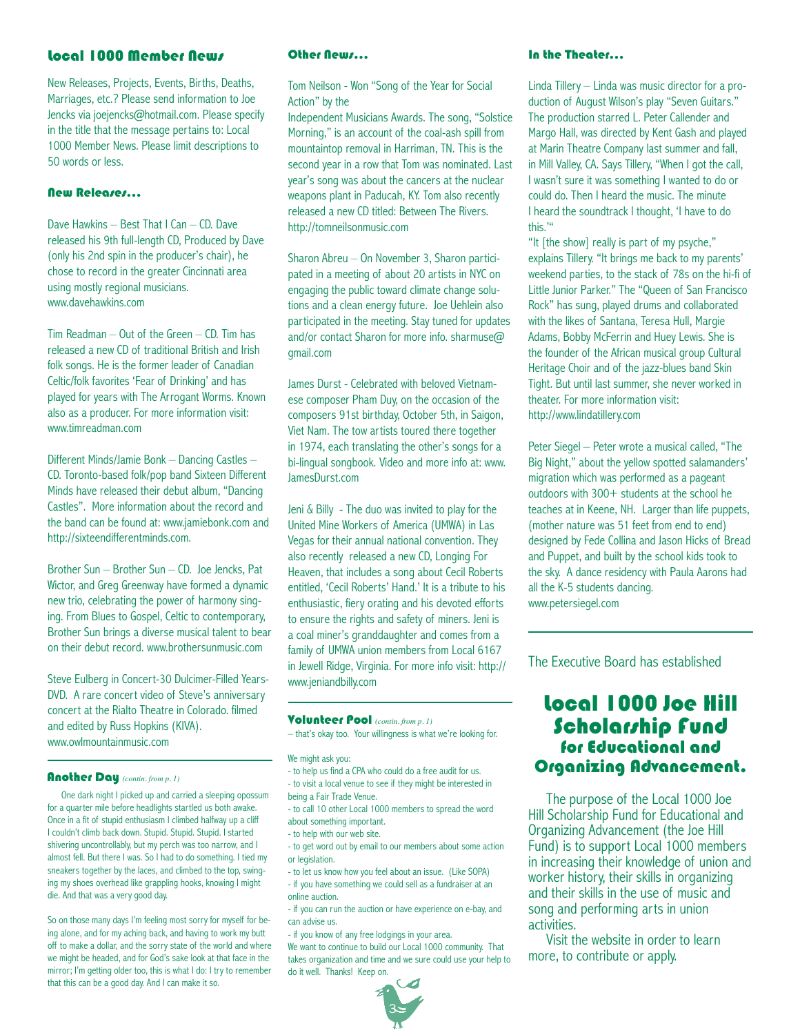## Local 1000 Member News

New Releases, Projects, Events, Births, Deaths, Marriages, etc.? Please send information to Joe Jencks via joejencks@hotmail.com. Please specify in the title that the message pertains to: Local 1000 Member News. Please limit descriptions to 50 words or less.

### New Releases...

Dave Hawkins – Best That I Can – CD. Dave released his 9th full-length CD, Produced by Dave (only his 2nd spin in the producer's chair), he chose to record in the greater Cincinnati area using mostly regional musicians. www.davehawkins.com

Tim Readman – Out of the Green – CD. Tim has released a new CD of traditional British and Irish folk songs. He is the former leader of Canadian Celtic/folk favorites 'Fear of Drinking' and has played for years with The Arrogant Worms. Known also as a producer. For more information visit: www.timreadman.com

Different Minds/Jamie Bonk – Dancing Castles – CD. Toronto-based folk/pop band Sixteen Different Minds have released their debut album, "Dancing Castles". More information about the record and the band can be found at: www.jamiebonk.com and http://sixteendifferentminds.com.

Brother Sun – Brother Sun – CD. Joe Jencks, Pat Wictor, and Greg Greenway have formed a dynamic new trio, celebrating the power of harmony singing. From Blues to Gospel, Celtic to contemporary, Brother Sun brings a diverse musical talent to bear on their debut record. www.brothersunmusic.com

Steve Eulberg in Concert-30 Dulcimer-Filled Years-DVD. A rare concert video of Steve's anniversary concert at the Rialto Theatre in Colorado. filmed and edited by Russ Hopkins (KIVA). www.owlmountainmusic.com

### Another Day *(contin. from p. 1)*

One dark night I picked up and carried a sleeping opossum for a quarter mile before headlights startled us both awake. Once in a fit of stupid enthusiasm I climbed halfway up a cliff I couldn't climb back down. Stupid. Stupid. I started shivering uncontrollably, but my perch was too narrow, and I almost fell. But there I was. So I had to do something. I tied my sneakers together by the laces, and climbed to the top, swinging my shoes overhead like grappling hooks, knowing I might die. And that was a very good day.

So on those many days I'm feeling most sorry for myself for being alone, and for my aching back, and having to work my butt off to make a dollar, and the sorry state of the world and where we might be headed, and for God's sake look at that face in the mirror; I'm getting older too, this is what I do: I try to remember that this can be a good day. And I can make it so.

### Other News...

Tom Neilson - Won "Song of the Year for Social Action" by the Independent Musicians Awards. The song, "Solstice Morning," is an account of the coal-ash spill from mountaintop removal in Harriman, TN. This is the second year in a row that Tom was nominated. Last year's song was about the cancers at the nuclear weapons plant in Paducah, KY. Tom also recently released a new CD titled: Between The Rivers. http://tomneilsonmusic.com

Sharon Abreu – On November 3, Sharon participated in a meeting of about 20 artists in NYC on engaging the public toward climate change solutions and a clean energy future. Joe Uehlein also participated in the meeting. Stay tuned for updates and/or contact Sharon for more info. sharmuse@gmail.com

James Durst - Celebrated with beloved Vietnamese composer Pham Duy, on the occasion of the composers 91st birthday, October 5th, in Saigon, Viet Nam. The tow artists toured there together in 1974, each translating the other's songs for a bi-lingual songbook. Video and more info at: www.JamesDurst.com

Jeni & Billy - The duo was invited to play for the United Mine Workers of America (UMWA) in Las Vegas for their annual national convention. They also recently released a new CD, Longing For Heaven, that includes a song about Cecil Roberts entitled, 'Cecil Roberts' Hand.' It is a tribute to his enthusiastic, fiery orating and his devoted efforts to ensure the rights and safety of miners. Jeni is a coal miner's granddaughter and comes from a family of UMWA union members from Local 6167 in Jewell Ridge, Virginia. For more info visit: http://www.jeniandbilly.com

### Volunteer Pool *(contin. from p. 1)*

– that's okay too. Your willingness is what we're looking for.

We might ask you:

- to help us find a CPA who could do a free audit for us.
- to visit a local venue to see if they might be interested in being a Fair Trade Venue.
- to call 10 other Local 1000 members to spread the word about something important.
- to help with our web site.
- to get word out by email to our members about some action or legislation.
- to let us know how you feel about an issue. (Like SOPA)
- if you have something we could sell as a fundraiser at an online auction.
- if you can run the auction or have experience on e-bay, and can advise us.
- if you know of any free lodgings in your area.

We want to continue to build our Local 1000 community. That takes organization and time and we sure could use your help to do it well. Thanks! Keep on.

### In the Theater...

Linda Tillery – Linda was music director for a production of August Wilson's play "Seven Guitars." The production starred L. Peter Callender and Margo Hall, was directed by Kent Gash and played at Marin Theatre Company last summer and fall, in Mill Valley, CA. Says Tillery, "When I got the call, I wasn't sure it was something I wanted to do or could do. Then I heard the music. The minute I heard the soundtrack I thought, 'I have to do this.'"

"It [the show] really is part of my psyche," explains Tillery. "It brings me back to my parents' weekend parties, to the stack of 78s on the hi-fi of Little Junior Parker." The "Queen of San Francisco Rock" has sung, played drums and collaborated with the likes of Santana, Teresa Hull, Margie Adams, Bobby McFerrin and Huey Lewis. She is the founder of the African musical group Cultural Heritage Choir and of the jazz-blues band Skin Tight. But until last summer, she never worked in theater. For more information visit: http://www.lindatillery.com

Peter Siegel – Peter wrote a musical called, "The Big Night," about the yellow spotted salamanders' migration which was performed as a pageant outdoors with 300+ students at the school he teaches at in Keene, NH. Larger than life puppets, (mother nature was 51 feet from end to end) designed by Fede Collina and Jason Hicks of Bread and Puppet, and built by the school kids took to the sky. A dance residency with Paula Aarons had all the K-5 students dancing. www.petersiegel.com

The Executive Board has established

## Local 1000 Joe Hill Scholarship Fund for Educational and Organizing Advancement.

The purpose of the Local 1000 Joe Hill Scholarship Fund for Educational and Organizing Advancement (the Joe Hill Fund) is to support Local 1000 members in increasing their knowledge of union and worker history, their skills in organizing and their skills in the use of music and song and performing arts in union activities.

Visit the website in order to learn more, to contribute or apply.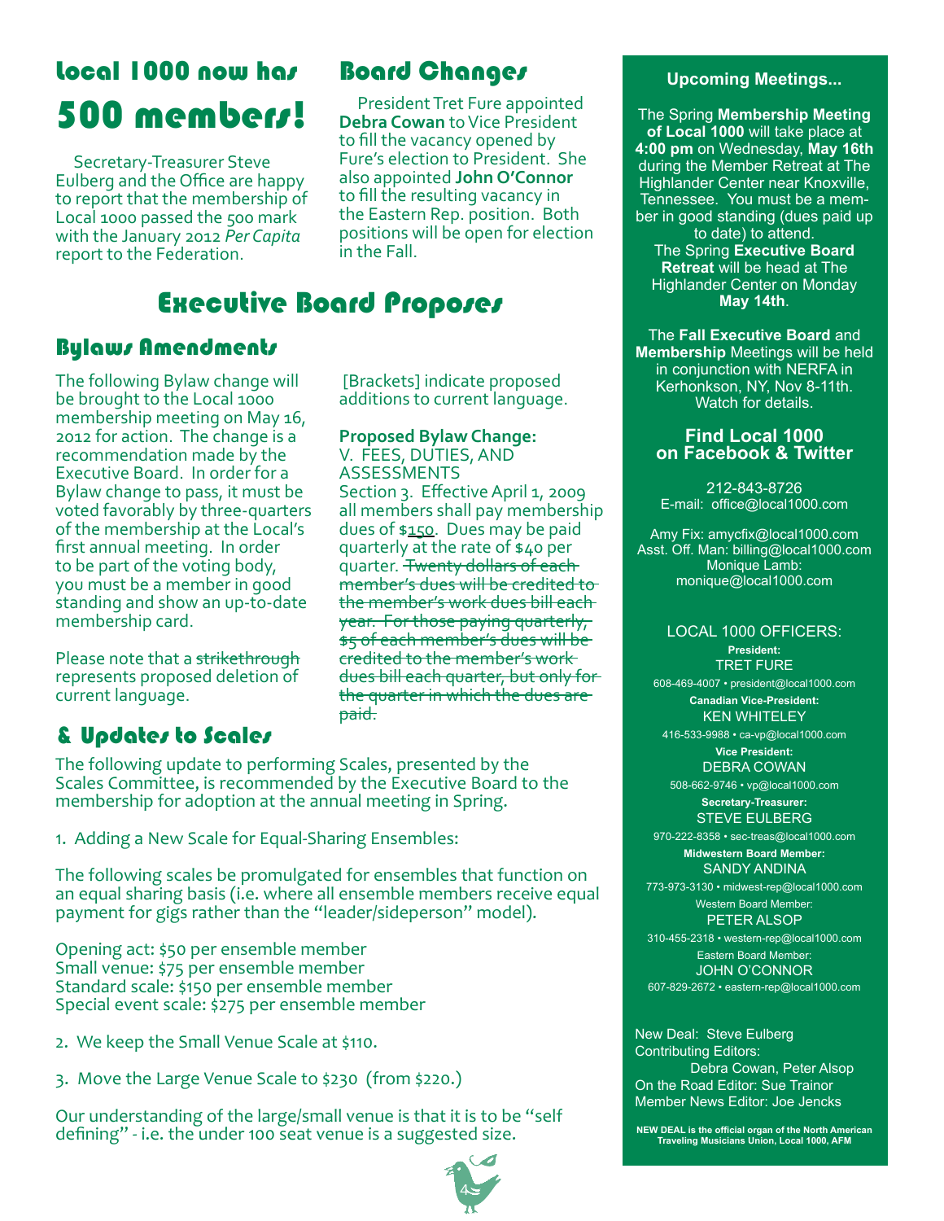# Local 1000 now has 500 members!

Secretary-Treasurer Steve Eulberg and the Office are happy to report that the membership of Local 1000 passed the 500 mark with the January 2012 *Per Capita* report to the Federation.

# Board Changes

President Tret Fure appointed **Debra Cowan** to Vice President to fill the vacancy opened by Fure's election to President. She also appointed **John O'Connor** to fill the resulting vacancy in the Eastern Rep. position. Both positions will be open for election in the Fall.

# Executive Board Proposes

## Bylaws Amendments

The following Bylaw change will be brought to the Local 1000 membership meeting on May 16, 2012 for action. The change is a recommendation made by the Executive Board. In order for a Bylaw change to pass, it must be voted favorably by three-quarters of the membership at the Local's first annual meeting. In order to be part of the voting body, you must be a member in good standing and show an up-to-date membership card.

Please note that a ~~strikethrough~~ represents proposed deletion of current language.

[Brackets] indicate proposed additions to current language.

**Proposed Bylaw Change:**
V. FEES, DUTIES, AND ASSESSMENTS
Section 3. Effective April 1, 2009 all members shall pay membership dues of $150. Dues may be paid quarterly at the rate of $40 per quarter. ~~Twenty dollars of each member's dues will be credited to the member's work dues bill each year. For those paying quarterly, $5 of each member's dues will be credited to the member's work dues bill each quarter, but only for the quarter in which the dues are paid.~~

## & Updates to Scales

The following update to performing Scales, presented by the Scales Committee, is recommended by the Executive Board to the membership for adoption at the annual meeting in Spring.

1. Adding a New Scale for Equal-Sharing Ensembles:

The following scales be promulgated for ensembles that function on an equal sharing basis (i.e. where all ensemble members receive equal payment for gigs rather than the "leader/sideperson" model).

Opening act: $50 per ensemble member
Small venue: $75 per ensemble member
Standard scale: $150 per ensemble member
Special event scale: $275 per ensemble member

2. We keep the Small Venue Scale at $110.

3. Move the Large Venue Scale to $230 (from $220.)

Our understanding of the large/small venue is that it is to be "self defining" - i.e. the under 100 seat venue is a suggested size.

### Upcoming Meetings...

The Spring **Membership Meeting of Local 1000** will take place at **4:00 pm** on Wednesday, **May 16th** during the Member Retreat at The Highlander Center near Knoxville, Tennessee. You must be a member in good standing (dues paid up to date) to attend.
The Spring **Executive Board Retreat** will be head at The Highlander Center on Monday **May 14th**.

The **Fall Executive Board** and **Membership** Meetings will be held in conjunction with NERFA in Kerhonkson, NY, Nov 8-11th. Watch for details.

**Find Local 1000 on Facebook & Twitter**

212-843-8726
E-mail: office@local1000.com

Amy Fix: amycfix@local1000.com
Asst. Off. Man: billing@local1000.com
Monique Lamb: monique@local1000.com

LOCAL 1000 OFFICERS:

**President:**
TRET FURE
608-469-4007 • president@local1000.com

**Canadian Vice-President:**
KEN WHITELEY
416-533-9988 • ca-vp@local1000.com

**Vice President:**
DEBRA COWAN
508-662-9746 • vp@local1000.com

**Secretary-Treasurer:**
STEVE EULBERG
970-222-8358 • sec-treas@local1000.com

**Midwestern Board Member:**
SANDY ANDINA
773-973-3130 • midwest-rep@local1000.com

Western Board Member:
PETER ALSOP
310-455-2318 • western-rep@local1000.com

Eastern Board Member:
JOHN O'CONNOR
607-829-2672 • eastern-rep@local1000.com

New Deal: Steve Eulberg
Contributing Editors: Debra Cowan, Peter Alsop
On the Road Editor: Sue Trainor
Member News Editor: Joe Jencks

**NEW DEAL is the official organ of the North American Traveling Musicians Union, Local 1000, AFM**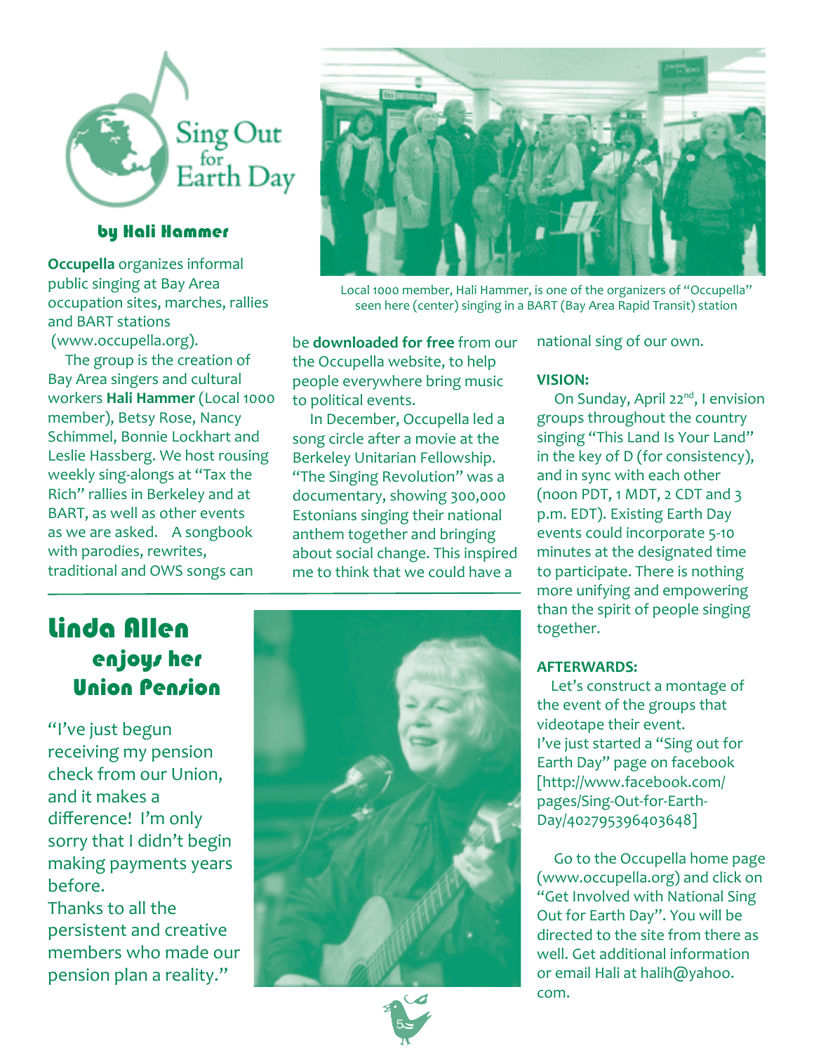# Sing Out for Earth Day

**by Hali Hammer**

Local 1000 member, Hali Hammer, is one of the organizers of "Occupella" seen here (center) singing in a BART (Bay Area Rapid Transit) station

**Occupella** organizes informal public singing at Bay Area occupation sites, marches, rallies and BART stations (www.occupella.org).

The group is the creation of Bay Area singers and cultural workers **Hali Hammer** (Local 1000 member), Betsy Rose, Nancy Schimmel, Bonnie Lockhart and Leslie Hassberg. We host rousing weekly sing-alongs at "Tax the Rich" rallies in Berkeley and at BART, as well as other events as we are asked. A songbook with parodies, rewrites, traditional and OWS songs can be **downloaded for free** from our the Occupella website, to help people everywhere bring music to political events.

In December, Occupella led a song circle after a movie at the Berkeley Unitarian Fellowship. "The Singing Revolution" was a documentary, showing 300,000 Estonians singing their national anthem together and bringing about social change. This inspired me to think that we could have a national sing of our own.

**VISION:**

On Sunday, April 22nd, I envision groups throughout the country singing "This Land Is Your Land" in the key of D (for consistency), and in sync with each other (noon PDT, 1 MDT, 2 CDT and 3 p.m. EDT). Existing Earth Day events could incorporate 5-10 minutes at the designated time to participate. There is nothing more unifying and empowering than the spirit of people singing together.

**AFTERWARDS:**

Let's construct a montage of the event of the groups that videotape their event.
I've just started a "Sing out for Earth Day" page on facebook [http://www.facebook.com/pages/Sing-Out-for-Earth-Day/402795396403648]

Go to the Occupella home page (www.occupella.org) and click on "Get Involved with National Sing Out for Earth Day". You will be directed to the site from there as well. Get additional information or email Hali at halih@yahoo.com.

# Linda Allen enjoys her Union Pension

"I've just begun receiving my pension check from our Union, and it makes a difference! I'm only sorry that I didn't begin making payments years before.
Thanks to all the persistent and creative members who made our pension plan a reality."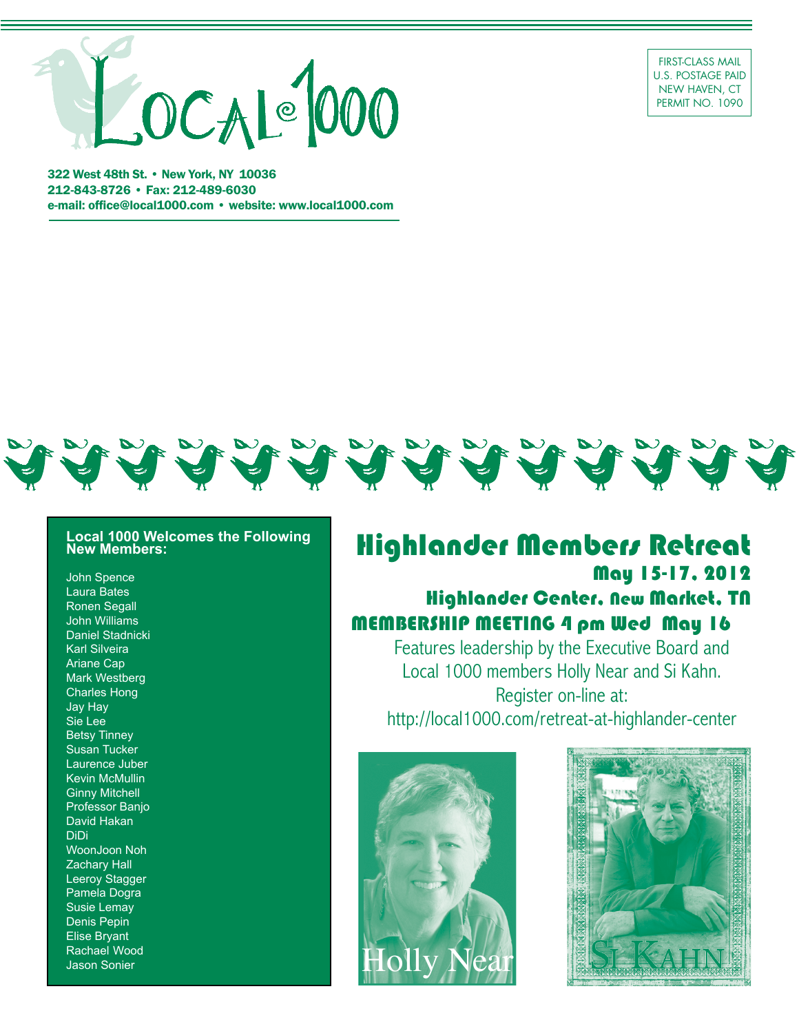# LOCAL 1000

322 West 48th St. • New York, NY 10036
212-843-8726 • Fax: 212-489-6030
e-mail: office@local1000.com • website: www.local1000.com

FIRST-CLASS MAIL
U.S. POSTAGE PAID
NEW HAVEN, CT
PERMIT NO. 1090

## Local 1000 Welcomes the Following New Members:

John Spence
Laura Bates
Ronen Segall
John Williams
Daniel Stadnicki
Karl Silveira
Ariane Cap
Mark Westberg
Charles Hong
Jay Hay
Sie Lee
Betsy Tinney
Susan Tucker
Laurence Juber
Kevin McMullin
Ginny Mitchell
Professor Banjo
David Hakan
DiDi
WoonJoon Noh
Zachary Hall
Leeroy Stagger
Pamela Dogra
Susie Lemay
Denis Pepin
Elise Bryant
Rachael Wood
Jason Sonier

# Highlander Members Retreat

### May 15-17, 2012

### Highlander Center, New Market, TN

### MEMBERSHIP MEETING 4 pm Wed May 16

Features leadership by the Executive Board and Local 1000 members Holly Near and Si Kahn.
Register on-line at:
http://local1000.com/retreat-at-highlander-center

Holly Near

Si Kahn